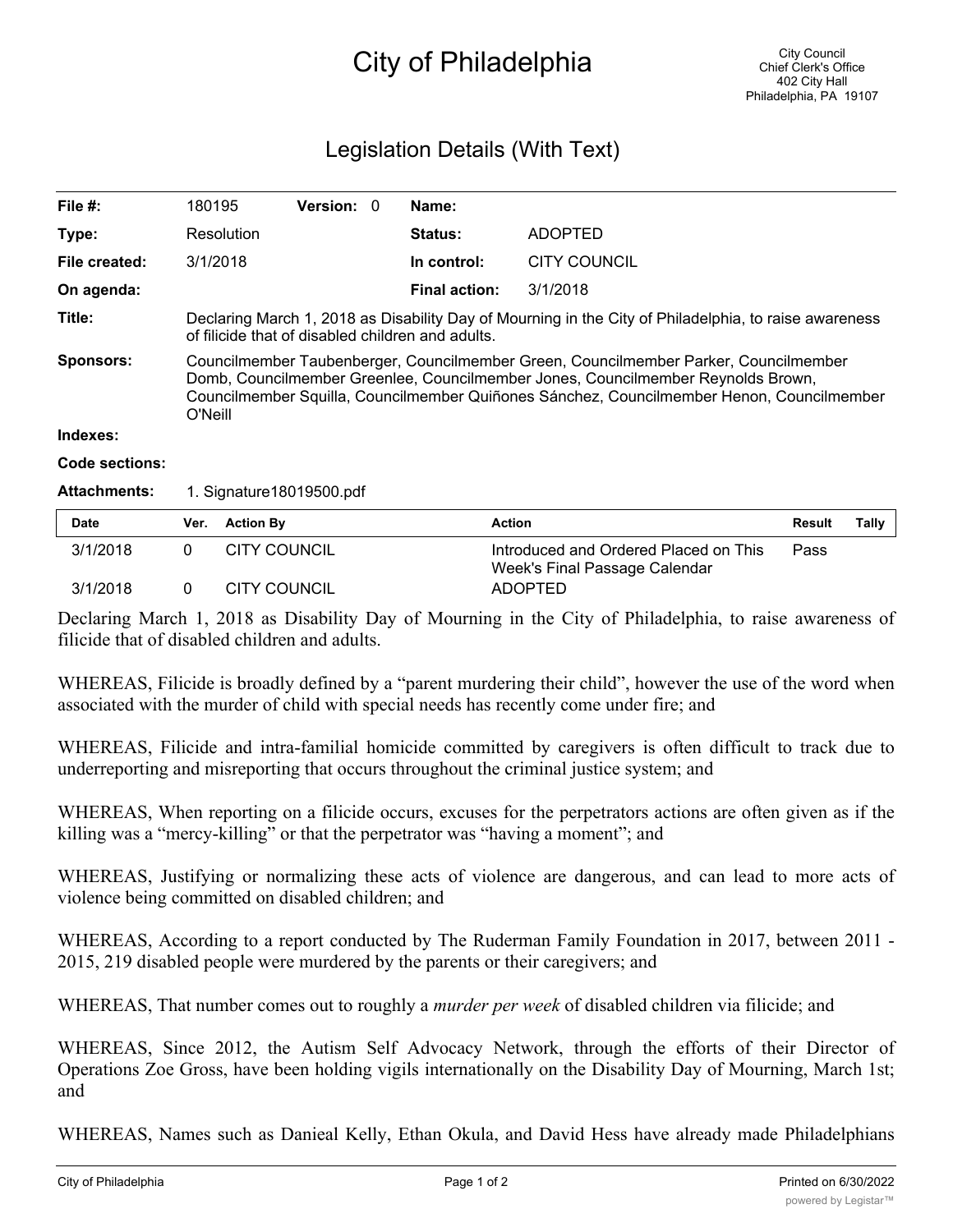# City of Philadelphia

City Council
Chief Clerk's Office
402 City Hall
Philadelphia, PA 19107

## Legislation Details (With Text)

| | | | | |
|---|---|---|---|---|
| **File #:** | 180195 | **Version:** 0 | **Name:** | |
| **Type:** | Resolution | | **Status:** | ADOPTED |
| **File created:** | 3/1/2018 | | **In control:** | CITY COUNCIL |
| **On agenda:** | | | **Final action:** | 3/1/2018 |

**Title:** Declaring March 1, 2018 as Disability Day of Mourning in the City of Philadelphia, to raise awareness of filicide that of disabled children and adults.

**Sponsors:** Councilmember Taubenberger, Councilmember Green, Councilmember Parker, Councilmember Domb, Councilmember Greenlee, Councilmember Jones, Councilmember Reynolds Brown, Councilmember Squilla, Councilmember Quiñones Sánchez, Councilmember Henon, Councilmember O'Neill

**Indexes:**

**Code sections:**

**Attachments:** 1. Signature18019500.pdf

| Date | Ver. | Action By | Action | Result | Tally |
|---|---|---|---|---|---|
| 3/1/2018 | 0 | CITY COUNCIL | Introduced and Ordered Placed on This Week's Final Passage Calendar | Pass | |
| 3/1/2018 | 0 | CITY COUNCIL | ADOPTED | | |

Declaring March 1, 2018 as Disability Day of Mourning in the City of Philadelphia, to raise awareness of filicide that of disabled children and adults.

WHEREAS, Filicide is broadly defined by a "parent murdering their child", however the use of the word when associated with the murder of child with special needs has recently come under fire; and

WHEREAS, Filicide and intra-familial homicide committed by caregivers is often difficult to track due to underreporting and misreporting that occurs throughout the criminal justice system; and

WHEREAS, When reporting on a filicide occurs, excuses for the perpetrators actions are often given as if the killing was a "mercy-killing" or that the perpetrator was "having a moment"; and

WHEREAS, Justifying or normalizing these acts of violence are dangerous, and can lead to more acts of violence being committed on disabled children; and

WHEREAS, According to a report conducted by The Ruderman Family Foundation in 2017, between 2011 - 2015, 219 disabled people were murdered by the parents or their caregivers; and

WHEREAS, That number comes out to roughly a *murder per week* of disabled children via filicide; and

WHEREAS, Since 2012, the Autism Self Advocacy Network, through the efforts of their Director of Operations Zoe Gross, have been holding vigils internationally on the Disability Day of Mourning, March 1st; and

WHEREAS, Names such as Danieal Kelly, Ethan Okula, and David Hess have already made Philadelphians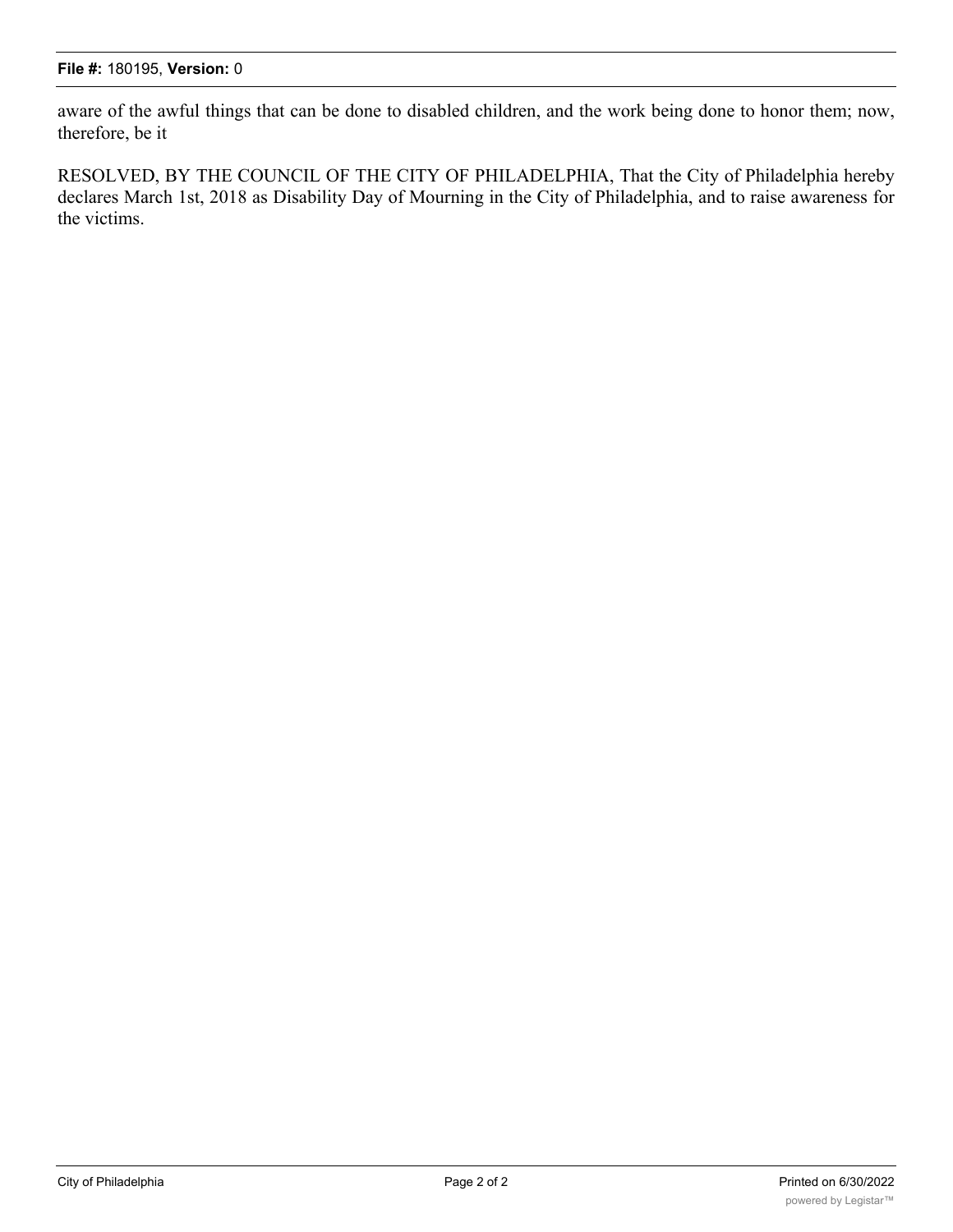aware of the awful things that can be done to disabled children, and the work being done to honor them; now, therefore, be it

RESOLVED, BY THE COUNCIL OF THE CITY OF PHILADELPHIA, That the City of Philadelphia hereby declares March 1st, 2018 as Disability Day of Mourning in the City of Philadelphia, and to raise awareness for the victims.